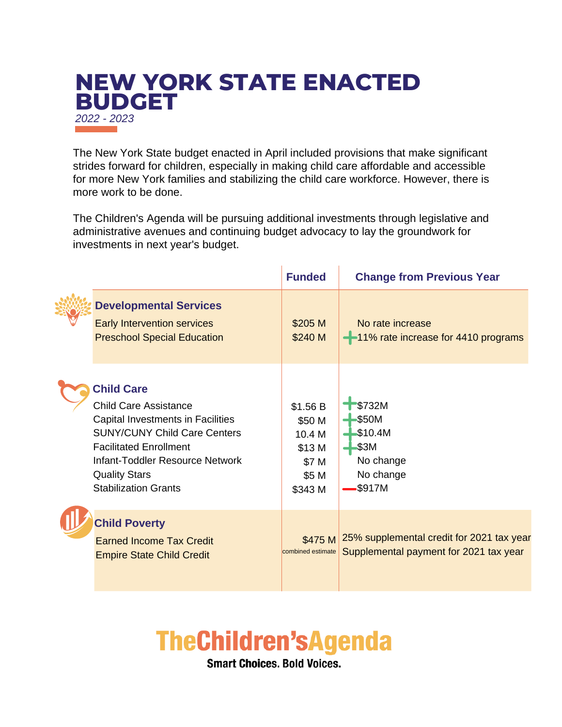# NEW YORK STATE ENACTED BUDGET

*2022 - 2023*

The New York State budget enacted in April included provisions that make significant strides forward for children, especially in making child care affordable and accessible for more New York families and stabilizing the child care workforce. However, there is more work to be done.

The Children's Agenda will be pursuing additional investments through legislative and administrative avenues and continuing budget advocacy to lay the groundwork for investments in next year's budget.

| | Funded | Change from Previous Year |
|---|---|---|
| **Developmental Services** | | |
| Early Intervention services | $205 M | No rate increase |
| Preschool Special Education | $240 M | + 11% rate increase for 4410 programs |
| **Child Care** | | |
| Child Care Assistance | $1.56 B | + $732M |
| Capital Investments in Facilities | $50 M | + $50M |
| SUNY/CUNY Child Care Centers | 10.4 M | + $10.4M |
| Facilitated Enrollment | $13 M | + $3M |
| Infant-Toddler Resource Network | $7 M | No change |
| Quality Stars | $5 M | No change |
| Stabilization Grants | $343 M | – $917M |
| **Child Poverty** | | |
| Earned Income Tax Credit | $475 M combined estimate | 25% supplemental credit for 2021 tax year |
| Empire State Child Credit | | Supplemental payment for 2021 tax year |

**TheChildren'sAgenda**

**Smart Choices. Bold Voices.**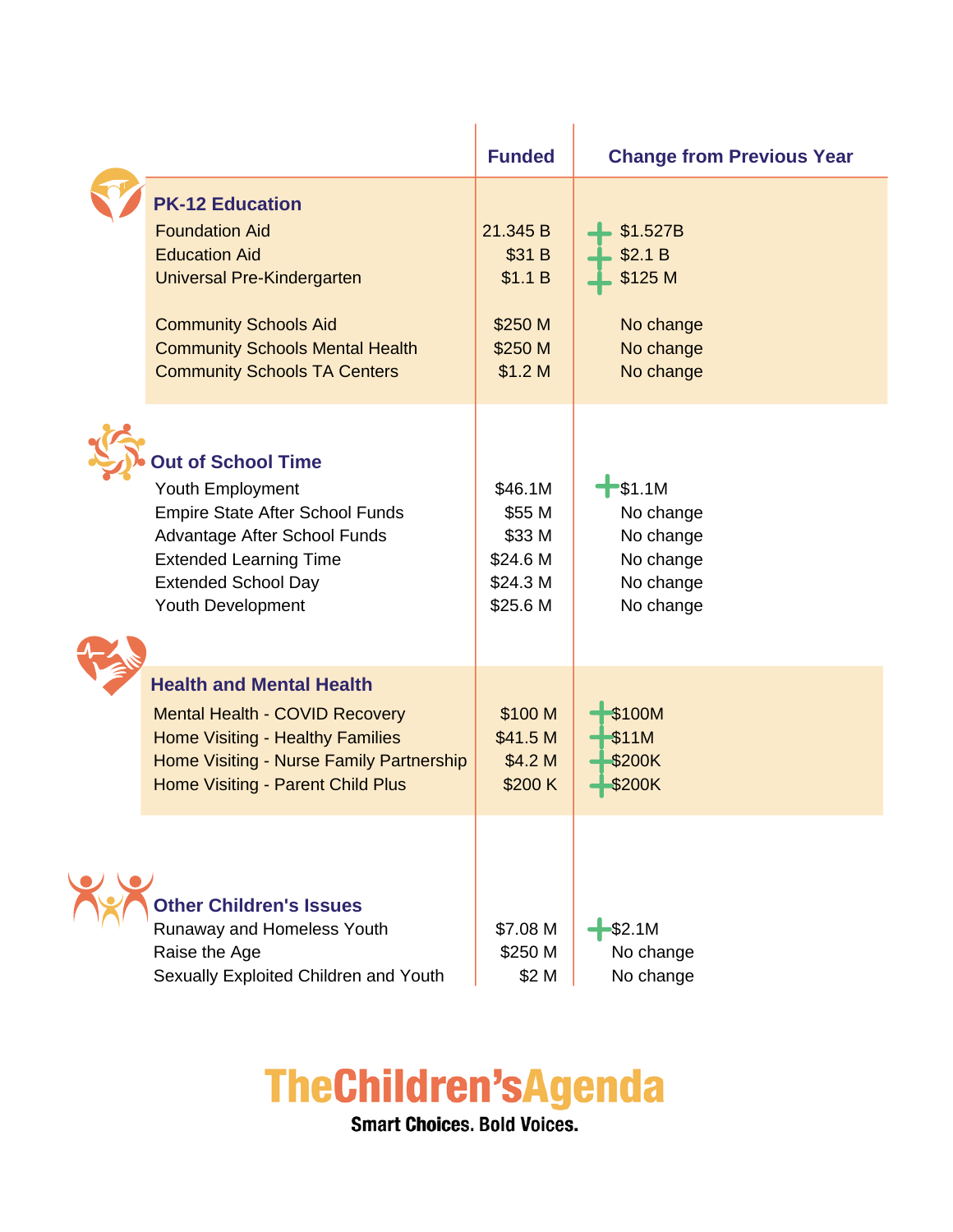| | Funded | Change from Previous Year |
|---|---|---|
| **PK-12 Education** | | |
| Foundation Aid | 21.345 B | + $1.527B |
| Education Aid | $31 B | + $2.1 B |
| Universal Pre-Kindergarten | $1.1 B | + $125 M |
| Community Schools Aid | $250 M | No change |
| Community Schools Mental Health | $250 M | No change |
| Community Schools TA Centers | $1.2 M | No change |
| **Out of School Time** | | |
| Youth Employment | $46.1M | + $1.1M |
| Empire State After School Funds | $55 M | No change |
| Advantage After School Funds | $33 M | No change |
| Extended Learning Time | $24.6 M | No change |
| Extended School Day | $24.3 M | No change |
| Youth Development | $25.6 M | No change |
| **Health and Mental Health** | | |
| Mental Health - COVID Recovery | $100 M | + $100M |
| Home Visiting - Healthy Families | $41.5 M | + $11M |
| Home Visiting - Nurse Family Partnership | $4.2 M | + $200K |
| Home Visiting - Parent Child Plus | $200 K | + $200K |
| **Other Children's Issues** | | |
| Runaway and Homeless Youth | $7.08 M | + $2.1M |
| Raise the Age | $250 M | No change |
| Sexually Exploited Children and Youth | $2 M | No change |

**TheChildren'sAgenda**

Smart Choices. Bold Voices.